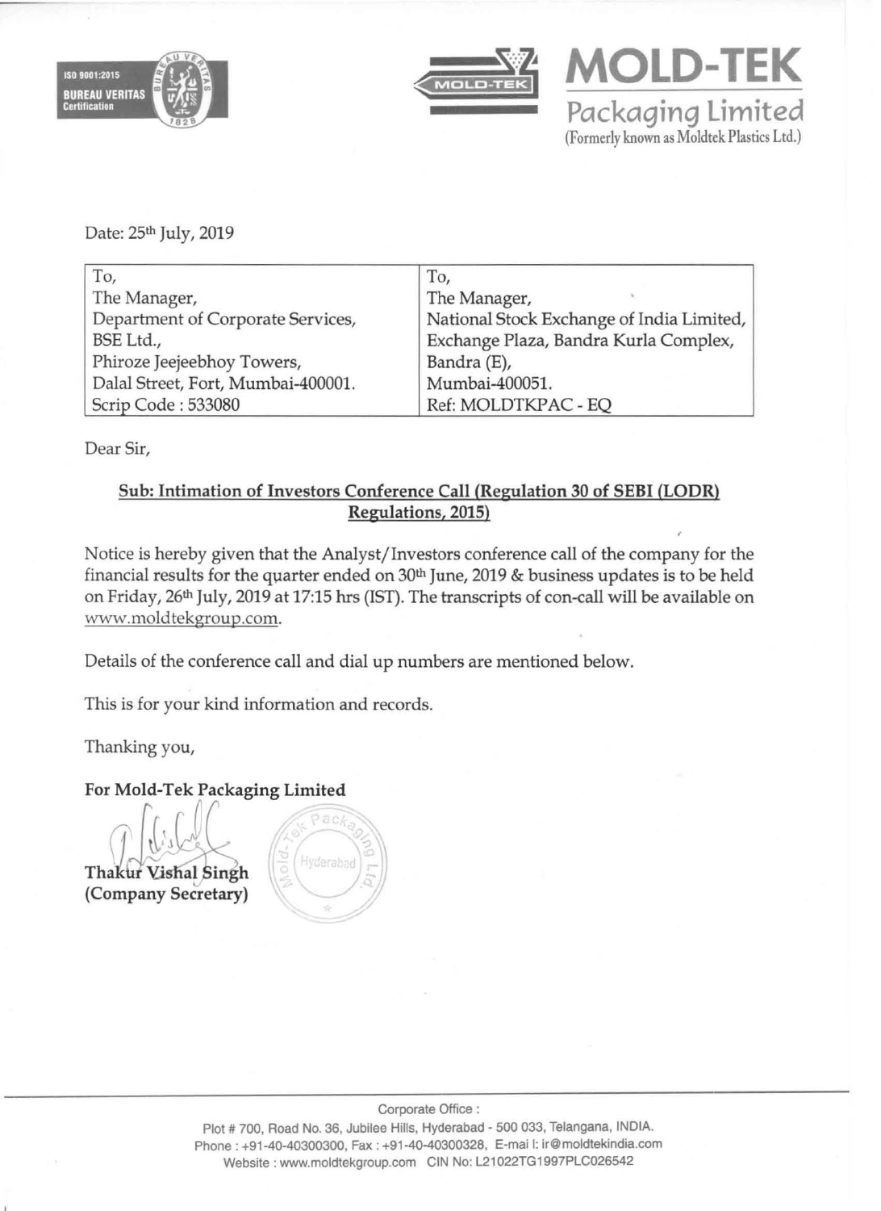**MOLD-TEK**
**Packaging Limited**
(Formerly known as Moldtek Plastics Ltd.)

Date: 25th July, 2019

| To, | To, |
|---|---|
| The Manager, | The Manager, |
| Department of Corporate Services, | National Stock Exchange of India Limited, |
| BSE Ltd., | Exchange Plaza, Bandra Kurla Complex, |
| Phiroze Jeejeebhoy Towers, | Bandra (E), |
| Dalal Street, Fort, Mumbai-400001. | Mumbai-400051. |
| Scrip Code : 533080 | Ref: MOLDTKPAC - EQ |

Dear Sir,

**Sub: Intimation of Investors Conference Call (Regulation 30 of SEBI (LODR) Regulations, 2015)**

Notice is hereby given that the Analyst/Investors conference call of the company for the financial results for the quarter ended on 30th June, 2019 & business updates is to be held on Friday, 26th July, 2019 at 17:15 hrs (IST). The transcripts of con-call will be available on www.moldtekgroup.com.

Details of the conference call and dial up numbers are mentioned below.

This is for your kind information and records.

Thanking you,

**For Mold-Tek Packaging Limited**

**Thakur Vishal Singh**
**(Company Secretary)**

Corporate Office :
Plot # 700, Road No. 36, Jubilee Hills, Hyderabad - 500 033, Telangana, INDIA.
Phone : +91-40-40300300, Fax : +91-40-40300328, E-mail: ir@moldtekindia.com
Website : www.moldtekgroup.com CIN No: L21022TG1997PLC026542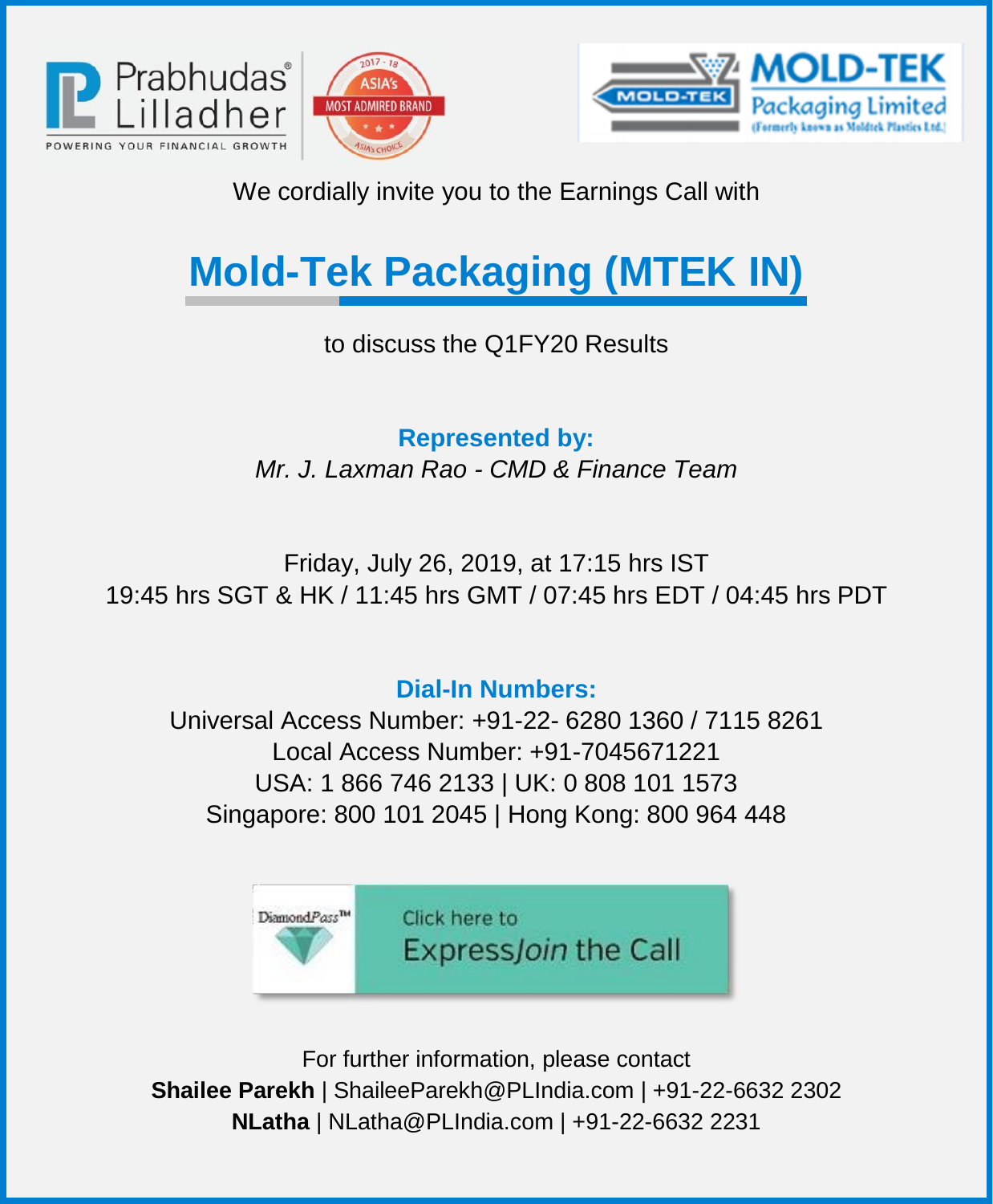Prabhudas Lilladher

POWERING YOUR FINANCIAL GROWTH

MOLD-TEK Packaging Limited (Formerly known as Moldtek Plastics Ltd.)

We cordially invite you to the Earnings Call with

# Mold-Tek Packaging (MTEK IN)

to discuss the Q1FY20 Results

**Represented by:**

*Mr. J. Laxman Rao - CMD & Finance Team*

Friday, July 26, 2019, at 17:15 hrs IST
19:45 hrs SGT & HK / 11:45 hrs GMT / 07:45 hrs EDT / 04:45 hrs PDT

**Dial-In Numbers:**

Universal Access Number: +91-22- 6280 1360 / 7115 8261
Local Access Number: +91-7045671221
USA: 1 866 746 2133 | UK: 0 808 101 1573
Singapore: 800 101 2045 | Hong Kong: 800 964 448

DiamondPass™ Click here to Express*Join* the Call

For further information, please contact
**Shailee Parekh** | ShaileeParekh@PLIndia.com | +91-22-6632 2302
**NLatha** | NLatha@PLIndia.com | +91-22-6632 2231